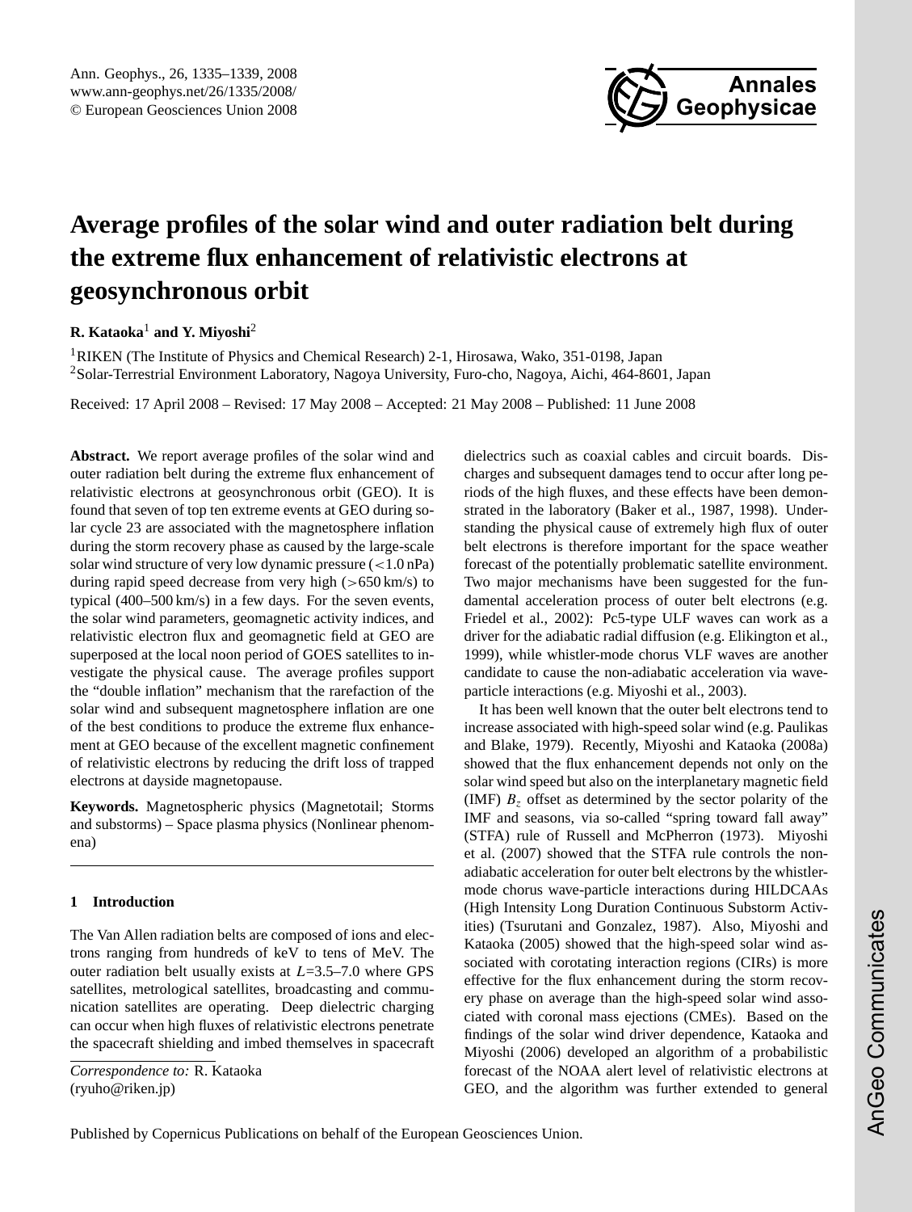# Average profiles of the solar wind and outer radiation belt during the extreme flux enhancement of relativistic electrons at geosynchronous orbit

**R. Kataoka**[1] **and Y. Miyoshi**[2]

[1]RIKEN (The Institute of Physics and Chemical Research) 2-1, Hirosawa, Wako, 351-0198, Japan
[2]Solar-Terrestrial Environment Laboratory, Nagoya University, Furo-cho, Nagoya, Aichi, 464-8601, Japan

Received: 17 April 2008 – Revised: 17 May 2008 – Accepted: 21 May 2008 – Published: 11 June 2008

**Abstract.** We report average profiles of the solar wind and outer radiation belt during the extreme flux enhancement of relativistic electrons at geosynchronous orbit (GEO). It is found that seven of top ten extreme events at GEO during solar cycle 23 are associated with the magnetosphere inflation during the storm recovery phase as caused by the large-scale solar wind structure of very low dynamic pressure (<1.0 nPa) during rapid speed decrease from very high (>650 km/s) to typical (400–500 km/s) in a few days. For the seven events, the solar wind parameters, geomagnetic activity indices, and relativistic electron flux and geomagnetic field at GEO are superposed at the local noon period of GOES satellites to investigate the physical cause. The average profiles support the "double inflation" mechanism that the rarefaction of the solar wind and subsequent magnetosphere inflation are one of the best conditions to produce the extreme flux enhancement at GEO because of the excellent magnetic confinement of relativistic electrons by reducing the drift loss of trapped electrons at dayside magnetopause.

**Keywords.** Magnetospheric physics (Magnetotail; Storms and substorms) – Space plasma physics (Nonlinear phenomena)

## 1 Introduction

The Van Allen radiation belts are composed of ions and electrons ranging from hundreds of keV to tens of MeV. The outer radiation belt usually exists at $L$=3.5–7.0 where GPS satellites, metrological satellites, broadcasting and communication satellites are operating. Deep dielectric charging can occur when high fluxes of relativistic electrons penetrate the spacecraft shielding and imbed themselves in spacecraft dielectrics such as coaxial cables and circuit boards. Discharges and subsequent damages tend to occur after long periods of the high fluxes, and these effects have been demonstrated in the laboratory (Baker et al., 1987, 1998). Understanding the physical cause of extremely high flux of outer belt electrons is therefore important for the space weather forecast of the potentially problematic satellite environment. Two major mechanisms have been suggested for the fundamental acceleration process of outer belt electrons (e.g. Friedel et al., 2002): Pc5-type ULF waves can work as a driver for the adiabatic radial diffusion (e.g. Elikington et al., 1999), while whistler-mode chorus VLF waves are another candidate to cause the non-adiabatic acceleration via wave-particle interactions (e.g. Miyoshi et al., 2003).

It has been well known that the outer belt electrons tend to increase associated with high-speed solar wind (e.g. Paulikas and Blake, 1979). Recently, Miyoshi and Kataoka (2008a) showed that the flux enhancement depends not only on the solar wind speed but also on the interplanetary magnetic field (IMF) $B_z$ offset as determined by the sector polarity of the IMF and seasons, via so-called "spring toward fall away" (STFA) rule of Russell and McPherron (1973). Miyoshi et al. (2007) showed that the STFA rule controls the non-adiabatic acceleration for outer belt electrons by the whistler-mode chorus wave-particle interactions during HILDCAAs (High Intensity Long Duration Continuous Substorm Activities) (Tsurutani and Gonzalez, 1987). Also, Miyoshi and Kataoka (2005) showed that the high-speed solar wind associated with corotating interaction regions (CIRs) is more effective for the flux enhancement during the storm recovery phase on average than the high-speed solar wind associated with coronal mass ejections (CMEs). Based on the findings of the solar wind driver dependence, Kataoka and Miyoshi (2006) developed an algorithm of a probabilistic forecast of the NOAA alert level of relativistic electrons at GEO, and the algorithm was further extended to general

*Correspondence to:* R. Kataoka
(ryuho@riken.jp)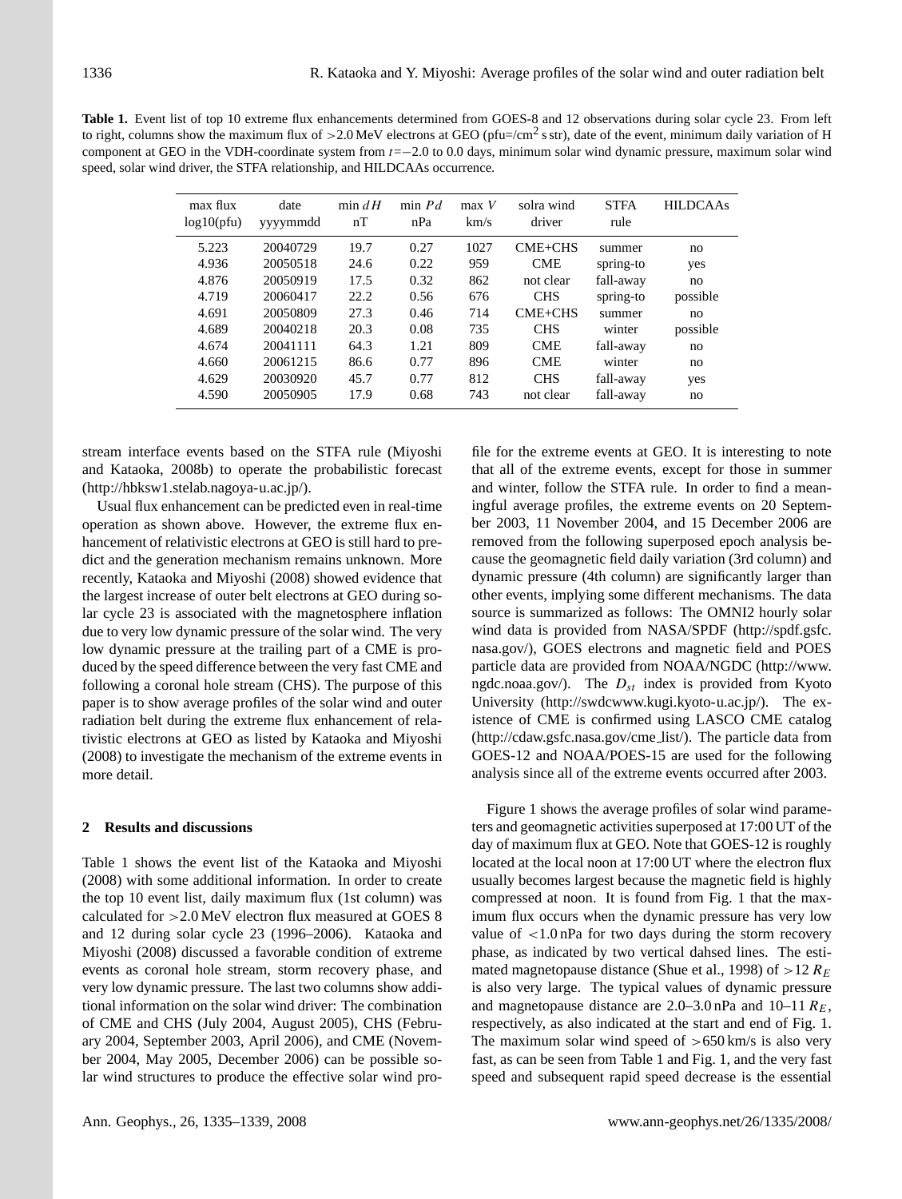**Table 1.** Event list of top 10 extreme flux enhancements determined from GOES-8 and 12 observations during solar cycle 23. From left to right, columns show the maximum flux of >2.0 MeV electrons at GEO (pfu=/cm$^2$ s str), date of the event, minimum daily variation of H component at GEO in the VDH-coordinate system from $t$=−2.0 to 0.0 days, minimum solar wind dynamic pressure, maximum solar wind speed, solar wind driver, the STFA relationship, and HILDCAAs occurrence.

| max flux log10(pfu) | date yyyymmdd | min $dH$ nT | min $Pd$ nPa | max $V$ km/s | solra wind driver | STFA rule | HILDCAAs |
|---|---|---|---|---|---|---|---|
| 5.223 | 20040729 | 19.7 | 0.27 | 1027 | CME+CHS | summer | no |
| 4.936 | 20050518 | 24.6 | 0.22 | 959 | CME | spring-to | yes |
| 4.876 | 20050919 | 17.5 | 0.32 | 862 | not clear | fall-away | no |
| 4.719 | 20060417 | 22.2 | 0.56 | 676 | CHS | spring-to | possible |
| 4.691 | 20050809 | 27.3 | 0.46 | 714 | CME+CHS | summer | no |
| 4.689 | 20040218 | 20.3 | 0.08 | 735 | CHS | winter | possible |
| 4.674 | 20041111 | 64.3 | 1.21 | 809 | CME | fall-away | no |
| 4.660 | 20061215 | 86.6 | 0.77 | 896 | CME | winter | no |
| 4.629 | 20030920 | 45.7 | 0.77 | 812 | CHS | fall-away | yes |
| 4.590 | 20050905 | 17.9 | 0.68 | 743 | not clear | fall-away | no |

stream interface events based on the STFA rule (Miyoshi and Kataoka, 2008b) to operate the probabilistic forecast (http://hbksw1.stelab.nagoya-u.ac.jp/).

Usual flux enhancement can be predicted even in real-time operation as shown above. However, the extreme flux enhancement of relativistic electrons at GEO is still hard to predict and the generation mechanism remains unknown. More recently, Kataoka and Miyoshi (2008) showed evidence that the largest increase of outer belt electrons at GEO during solar cycle 23 is associated with the magnetosphere inflation due to very low dynamic pressure of the solar wind. The very low dynamic pressure at the trailing part of a CME is produced by the speed difference between the very fast CME and following a coronal hole stream (CHS). The purpose of this paper is to show average profiles of the solar wind and outer radiation belt during the extreme flux enhancement of relativistic electrons at GEO as listed by Kataoka and Miyoshi (2008) to investigate the mechanism of the extreme events in more detail.

## 2 Results and discussions

Table 1 shows the event list of the Kataoka and Miyoshi (2008) with some additional information. In order to create the top 10 event list, daily maximum flux (1st column) was calculated for >2.0 MeV electron flux measured at GOES 8 and 12 during solar cycle 23 (1996–2006). Kataoka and Miyoshi (2008) discussed a favorable condition of extreme events as coronal hole stream, storm recovery phase, and very low dynamic pressure. The last two columns show additional information on the solar wind driver: The combination of CME and CHS (July 2004, August 2005), CHS (February 2004, September 2003, April 2006), and CME (November 2004, May 2005, December 2006) can be possible solar wind structures to produce the effective solar wind profile for the extreme events at GEO. It is interesting to note that all of the extreme events, except for those in summer and winter, follow the STFA rule. In order to find a meaningful average profiles, the extreme events on 20 September 2003, 11 November 2004, and 15 December 2006 are removed from the following superposed epoch analysis because the geomagnetic field daily variation (3rd column) and dynamic pressure (4th column) are significantly larger than other events, implying some different mechanisms. The data source is summarized as follows: The OMNI2 hourly solar wind data is provided from NASA/SPDF (http://spdf.gsfc.nasa.gov/), GOES electrons and magnetic field and POES particle data are provided from NOAA/NGDC (http://www.ngdc.noaa.gov/). The $D_{st}$ index is provided from Kyoto University (http://swdcwww.kugi.kyoto-u.ac.jp/). The existence of CME is confirmed using LASCO CME catalog (http://cdaw.gsfc.nasa.gov/cme_list/). The particle data from GOES-12 and NOAA/POES-15 are used for the following analysis since all of the extreme events occurred after 2003.

Figure 1 shows the average profiles of solar wind parameters and geomagnetic activities superposed at 17:00 UT of the day of maximum flux at GEO. Note that GOES-12 is roughly located at the local noon at 17:00 UT where the electron flux usually becomes largest because the magnetic field is highly compressed at noon. It is found from Fig. 1 that the maximum flux occurs when the dynamic pressure has very low value of <1.0 nPa for two days during the storm recovery phase, as indicated by two vertical dahsed lines. The estimated magnetopause distance (Shue et al., 1998) of >12 $R_E$ is also very large. The typical values of dynamic pressure and magnetopause distance are 2.0–3.0 nPa and 10–11 $R_E$, respectively, as also indicated at the start and end of Fig. 1. The maximum solar wind speed of >650 km/s is also very fast, as can be seen from Table 1 and Fig. 1, and the very fast speed and subsequent rapid speed decrease is the essential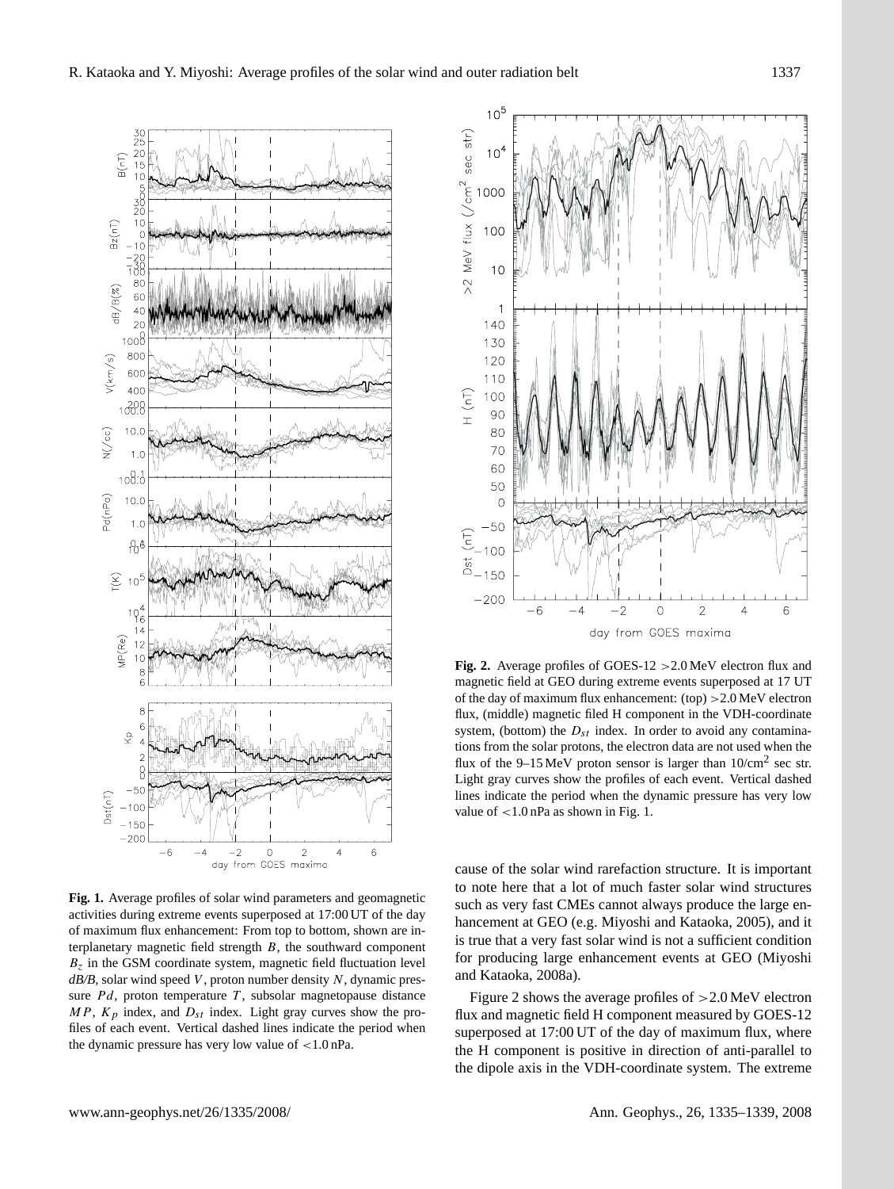**Fig. 1.** Average profiles of solar wind parameters and geomagnetic activities during extreme events superposed at 17:00 UT of the day of maximum flux enhancement: From top to bottom, shown are interplanetary magnetic field strength $B$, the southward component $B_z$ in the GSM coordinate system, magnetic field fluctuation level *dB/B*, solar wind speed $V$, proton number density $N$, dynamic pressure $Pd$, proton temperature $T$, subsolar magnetopause distance $MP$, $K_p$ index, and $D_{st}$ index. Light gray curves show the profiles of each event. Vertical dashed lines indicate the period when the dynamic pressure has very low value of <1.0 nPa.

**Fig. 2.** Average profiles of GOES-12 >2.0 MeV electron flux and magnetic field at GEO during extreme events superposed at 17 UT of the day of maximum flux enhancement: (top) >2.0 MeV electron flux, (middle) magnetic filed H component in the VDH-coordinate system, (bottom) the $D_{st}$ index. In order to avoid any contaminations from the solar protons, the electron data are not used when the flux of the 9–15 MeV proton sensor is larger than 10/cm$^2$ sec str. Light gray curves show the profiles of each event. Vertical dashed lines indicate the period when the dynamic pressure has very low value of <1.0 nPa as shown in Fig. 1.

cause of the solar wind rarefaction structure. It is important to note here that a lot of much faster solar wind structures such as very fast CMEs cannot always produce the large enhancement at GEO (e.g. Miyoshi and Kataoka, 2005), and it is true that a very fast solar wind is not a sufficient condition for producing large enhancement events at GEO (Miyoshi and Kataoka, 2008a).

Figure 2 shows the average profiles of >2.0 MeV electron flux and magnetic field H component measured by GOES-12 superposed at 17:00 UT of the day of maximum flux, where the H component is positive in direction of anti-parallel to the dipole axis in the VDH-coordinate system. The extreme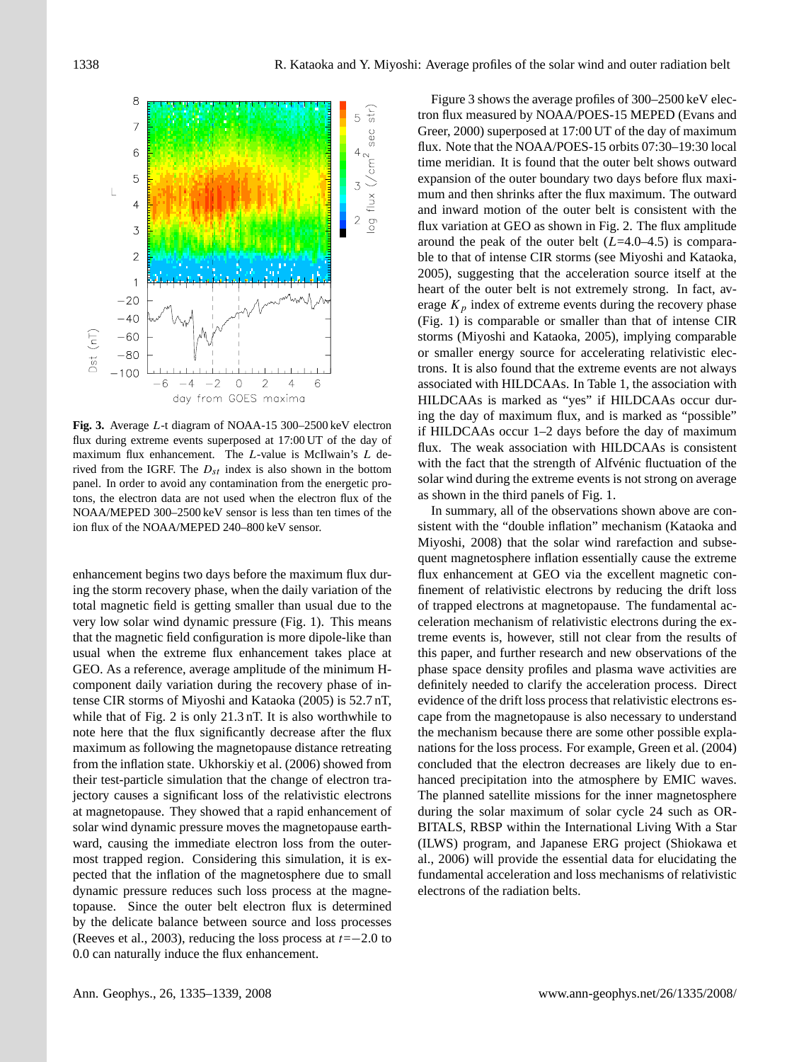**Fig. 3.** Average $L$-t diagram of NOAA-15 300–2500 keV electron flux during extreme events superposed at 17:00 UT of the day of maximum flux enhancement. The $L$-value is McIlwain's $L$ derived from the IGRF. The $D_{st}$ index is also shown in the bottom panel. In order to avoid any contamination from the energetic protons, the electron data are not used when the electron flux of the NOAA/MEPED 300–2500 keV sensor is less than ten times of the ion flux of the NOAA/MEPED 240–800 keV sensor.

enhancement begins two days before the maximum flux during the storm recovery phase, when the daily variation of the total magnetic field is getting smaller than usual due to the very low solar wind dynamic pressure (Fig. 1). This means that the magnetic field configuration is more dipole-like than usual when the extreme flux enhancement takes place at GEO. As a reference, average amplitude of the minimum H-component daily variation during the recovery phase of intense CIR storms of Miyoshi and Kataoka (2005) is 52.7 nT, while that of Fig. 2 is only 21.3 nT. It is also worthwhile to note here that the flux significantly decrease after the flux maximum as following the magnetopause distance retreating from the inflation state. Ukhorskiy et al. (2006) showed from their test-particle simulation that the change of electron trajectory causes a significant loss of the relativistic electrons at magnetopause. They showed that a rapid enhancement of solar wind dynamic pressure moves the magnetopause earthward, causing the immediate electron loss from the outermost trapped region. Considering this simulation, it is expected that the inflation of the magnetosphere due to small dynamic pressure reduces such loss process at the magnetopause. Since the outer belt electron flux is determined by the delicate balance between source and loss processes (Reeves et al., 2003), reducing the loss process at $t=-2.0$ to 0.0 can naturally induce the flux enhancement.

Figure 3 shows the average profiles of 300–2500 keV electron flux measured by NOAA/POES-15 MEPED (Evans and Greer, 2000) superposed at 17:00 UT of the day of maximum flux. Note that the NOAA/POES-15 orbits 07:30–19:30 local time meridian. It is found that the outer belt shows outward expansion of the outer boundary two days before flux maximum and then shrinks after the flux maximum. The outward and inward motion of the outer belt is consistent with the flux variation at GEO as shown in Fig. 2. The flux amplitude around the peak of the outer belt ($L$=4.0–4.5) is comparable to that of intense CIR storms (see Miyoshi and Kataoka, 2005), suggesting that the acceleration source itself at the heart of the outer belt is not extremely strong. In fact, average $K_p$ index of extreme events during the recovery phase (Fig. 1) is comparable or smaller than that of intense CIR storms (Miyoshi and Kataoka, 2005), implying comparable or smaller energy source for accelerating relativistic electrons. It is also found that the extreme events are not always associated with HILDCAAs. In Table 1, the association with HILDCAAs is marked as "yes" if HILDCAAs occur during the day of maximum flux, and is marked as "possible" if HILDCAAs occur 1–2 days before the day of maximum flux. The weak association with HILDCAAs is consistent with the fact that the strength of Alfvénic fluctuation of the solar wind during the extreme events is not strong on average as shown in the third panels of Fig. 1.

In summary, all of the observations shown above are consistent with the "double inflation" mechanism (Kataoka and Miyoshi, 2008) that the solar wind rarefaction and subsequent magnetosphere inflation essentially cause the extreme flux enhancement at GEO via the excellent magnetic confinement of relativistic electrons by reducing the drift loss of trapped electrons at magnetopause. The fundamental acceleration mechanism of relativistic electrons during the extreme events is, however, still not clear from the results of this paper, and further research and new observations of the phase space density profiles and plasma wave activities are definitely needed to clarify the acceleration process. Direct evidence of the drift loss process that relativistic electrons escape from the magnetopause is also necessary to understand the mechanism because there are some other possible explanations for the loss process. For example, Green et al. (2004) concluded that the electron decreases are likely due to enhanced precipitation into the atmosphere by EMIC waves. The planned satellite missions for the inner magnetosphere during the solar maximum of solar cycle 24 such as ORBITALS, RBSP within the International Living With a Star (ILWS) program, and Japanese ERG project (Shiokawa et al., 2006) will provide the essential data for elucidating the fundamental acceleration and loss mechanisms of relativistic electrons of the radiation belts.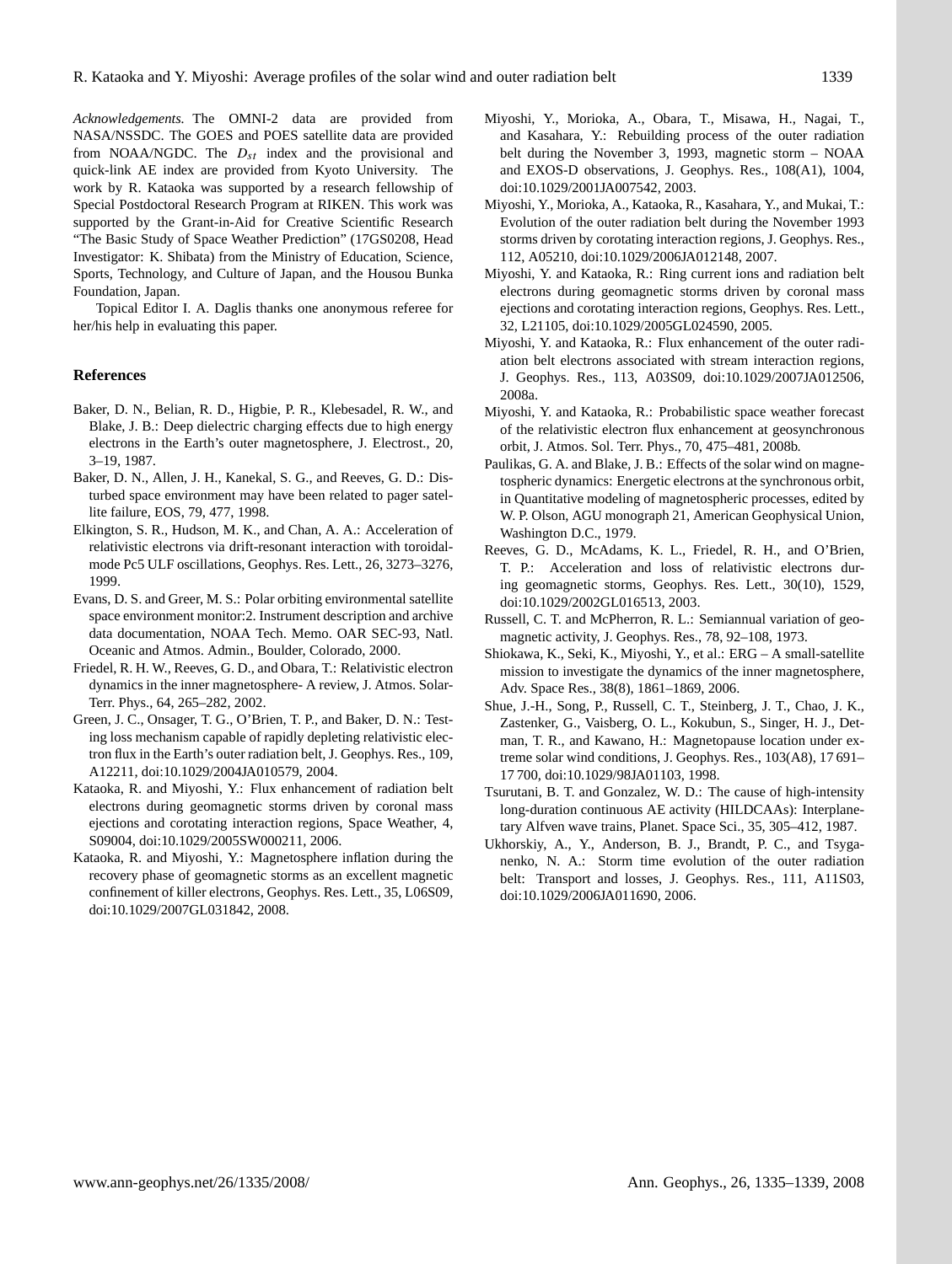*Acknowledgements.* The OMNI-2 data are provided from NASA/NSSDC. The GOES and POES satellite data are provided from NOAA/NGDC. The $D_{st}$ index and the provisional and quick-link AE index are provided from Kyoto University. The work by R. Kataoka was supported by a research fellowship of Special Postdoctoral Research Program at RIKEN. This work was supported by the Grant-in-Aid for Creative Scientific Research "The Basic Study of Space Weather Prediction" (17GS0208, Head Investigator: K. Shibata) from the Ministry of Education, Science, Sports, Technology, and Culture of Japan, and the Housou Bunka Foundation, Japan.

Topical Editor I. A. Daglis thanks one anonymous referee for her/his help in evaluating this paper.

## References

Baker, D. N., Belian, R. D., Higbie, P. R., Klebesadel, R. W., and Blake, J. B.: Deep dielectric charging effects due to high energy electrons in the Earth's outer magnetosphere, J. Electrost., 20, 3–19, 1987.

Baker, D. N., Allen, J. H., Kanekal, S. G., and Reeves, G. D.: Disturbed space environment may have been related to pager satellite failure, EOS, 79, 477, 1998.

Elkington, S. R., Hudson, M. K., and Chan, A. A.: Acceleration of relativistic electrons via drift-resonant interaction with toroidal-mode Pc5 ULF oscillations, Geophys. Res. Lett., 26, 3273–3276, 1999.

Evans, D. S. and Greer, M. S.: Polar orbiting environmental satellite space environment monitor:2. Instrument description and archive data documentation, NOAA Tech. Memo. OAR SEC-93, Natl. Oceanic and Atmos. Admin., Boulder, Colorado, 2000.

Friedel, R. H. W., Reeves, G. D., and Obara, T.: Relativistic electron dynamics in the inner magnetosphere- A review, J. Atmos. Solar-Terr. Phys., 64, 265–282, 2002.

Green, J. C., Onsager, T. G., O'Brien, T. P., and Baker, D. N.: Testing loss mechanism capable of rapidly depleting relativistic electron flux in the Earth's outer radiation belt, J. Geophys. Res., 109, A12211, doi:10.1029/2004JA010579, 2004.

Kataoka, R. and Miyoshi, Y.: Flux enhancement of radiation belt electrons during geomagnetic storms driven by coronal mass ejections and corotating interaction regions, Space Weather, 4, S09004, doi:10.1029/2005SW000211, 2006.

Kataoka, R. and Miyoshi, Y.: Magnetosphere inflation during the recovery phase of geomagnetic storms as an excellent magnetic confinement of killer electrons, Geophys. Res. Lett., 35, L06S09, doi:10.1029/2007GL031842, 2008.

Miyoshi, Y., Morioka, A., Obara, T., Misawa, H., Nagai, T., and Kasahara, Y.: Rebuilding process of the outer radiation belt during the November 3, 1993, magnetic storm – NOAA and EXOS-D observations, J. Geophys. Res., 108(A1), 1004, doi:10.1029/2001JA007542, 2003.

Miyoshi, Y., Morioka, A., Kataoka, R., Kasahara, Y., and Mukai, T.: Evolution of the outer radiation belt during the November 1993 storms driven by corotating interaction regions, J. Geophys. Res., 112, A05210, doi:10.1029/2006JA012148, 2007.

Miyoshi, Y. and Kataoka, R.: Ring current ions and radiation belt electrons during geomagnetic storms driven by coronal mass ejections and corotating interaction regions, Geophys. Res. Lett., 32, L21105, doi:10.1029/2005GL024590, 2005.

Miyoshi, Y. and Kataoka, R.: Flux enhancement of the outer radiation belt electrons associated with stream interaction regions, J. Geophys. Res., 113, A03S09, doi:10.1029/2007JA012506, 2008a.

Miyoshi, Y. and Kataoka, R.: Probabilistic space weather forecast of the relativistic electron flux enhancement at geosynchronous orbit, J. Atmos. Sol. Terr. Phys., 70, 475–481, 2008b.

Paulikas, G. A. and Blake, J. B.: Effects of the solar wind on magnetospheric dynamics: Energetic electrons at the synchronous orbit, in Quantitative modeling of magnetospheric processes, edited by W. P. Olson, AGU monograph 21, American Geophysical Union, Washington D.C., 1979.

Reeves, G. D., McAdams, K. L., Friedel, R. H., and O'Brien, T. P.: Acceleration and loss of relativistic electrons during geomagnetic storms, Geophys. Res. Lett., 30(10), 1529, doi:10.1029/2002GL016513, 2003.

Russell, C. T. and McPherron, R. L.: Semiannual variation of geomagnetic activity, J. Geophys. Res., 78, 92–108, 1973.

Shiokawa, K., Seki, K., Miyoshi, Y., et al.: ERG – A small-satellite mission to investigate the dynamics of the inner magnetosphere, Adv. Space Res., 38(8), 1861–1869, 2006.

Shue, J.-H., Song, P., Russell, C. T., Steinberg, J. T., Chao, J. K., Zastenker, G., Vaisberg, O. L., Kokubun, S., Singer, H. J., Detman, T. R., and Kawano, H.: Magnetopause location under extreme solar wind conditions, J. Geophys. Res., 103(A8), 17 691–17 700, doi:10.1029/98JA01103, 1998.

Tsurutani, B. T. and Gonzalez, W. D.: The cause of high-intensity long-duration continuous AE activity (HILDCAAs): Interplanetary Alfven wave trains, Planet. Space Sci., 35, 305–412, 1987.

Ukhorskiy, A., Y., Anderson, B. J., Brandt, P. C., and Tsyganenko, N. A.: Storm time evolution of the outer radiation belt: Transport and losses, J. Geophys. Res., 111, A11S03, doi:10.1029/2006JA011690, 2006.